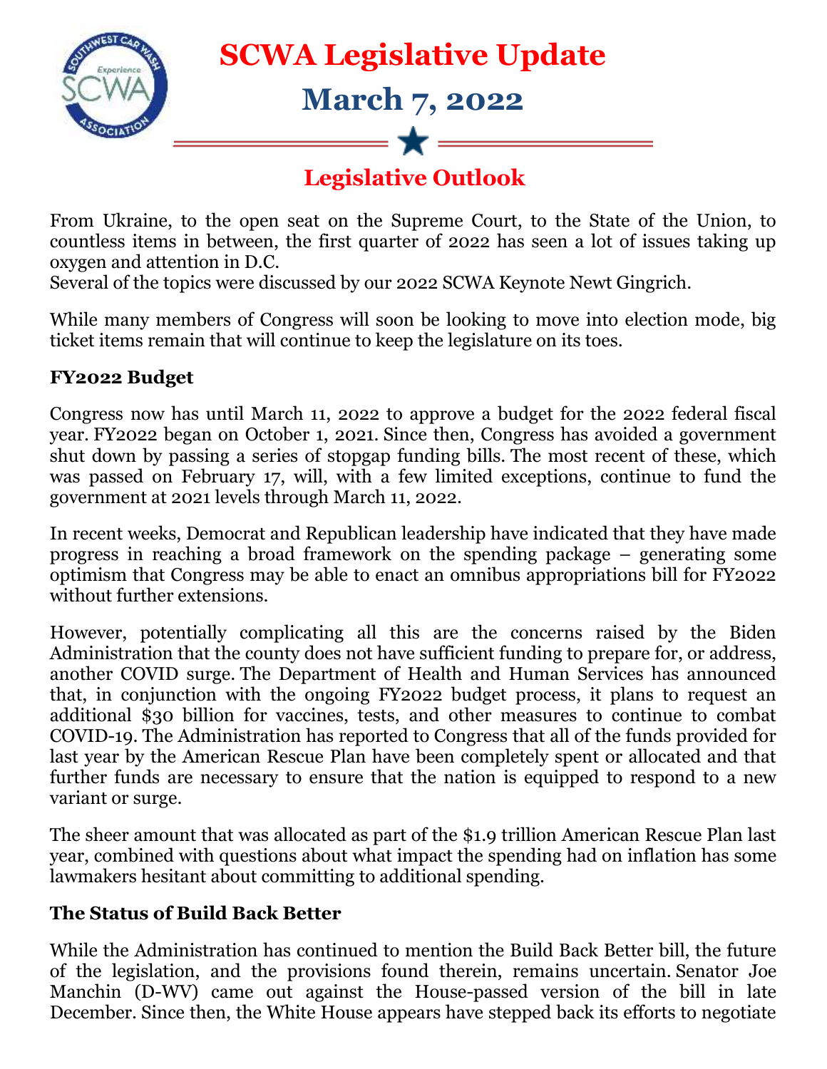# SCWA Legislative Update

## March 7, 2022

## Legislative Outlook

From Ukraine, to the open seat on the Supreme Court, to the State of the Union, to countless items in between, the first quarter of 2022 has seen a lot of issues taking up oxygen and attention in D.C.
Several of the topics were discussed by our 2022 SCWA Keynote Newt Gingrich.

While many members of Congress will soon be looking to move into election mode, big ticket items remain that will continue to keep the legislature on its toes.

### FY2022 Budget

Congress now has until March 11, 2022 to approve a budget for the 2022 federal fiscal year. FY2022 began on October 1, 2021. Since then, Congress has avoided a government shut down by passing a series of stopgap funding bills. The most recent of these, which was passed on February 17, will, with a few limited exceptions, continue to fund the government at 2021 levels through March 11, 2022.

In recent weeks, Democrat and Republican leadership have indicated that they have made progress in reaching a broad framework on the spending package – generating some optimism that Congress may be able to enact an omnibus appropriations bill for FY2022 without further extensions.

However, potentially complicating all this are the concerns raised by the Biden Administration that the county does not have sufficient funding to prepare for, or address, another COVID surge. The Department of Health and Human Services has announced that, in conjunction with the ongoing FY2022 budget process, it plans to request an additional $30 billion for vaccines, tests, and other measures to continue to combat COVID-19. The Administration has reported to Congress that all of the funds provided for last year by the American Rescue Plan have been completely spent or allocated and that further funds are necessary to ensure that the nation is equipped to respond to a new variant or surge.

The sheer amount that was allocated as part of the $1.9 trillion American Rescue Plan last year, combined with questions about what impact the spending had on inflation has some lawmakers hesitant about committing to additional spending.

### The Status of Build Back Better

While the Administration has continued to mention the Build Back Better bill, the future of the legislation, and the provisions found therein, remains uncertain. Senator Joe Manchin (D-WV) came out against the House-passed version of the bill in late December. Since then, the White House appears have stepped back its efforts to negotiate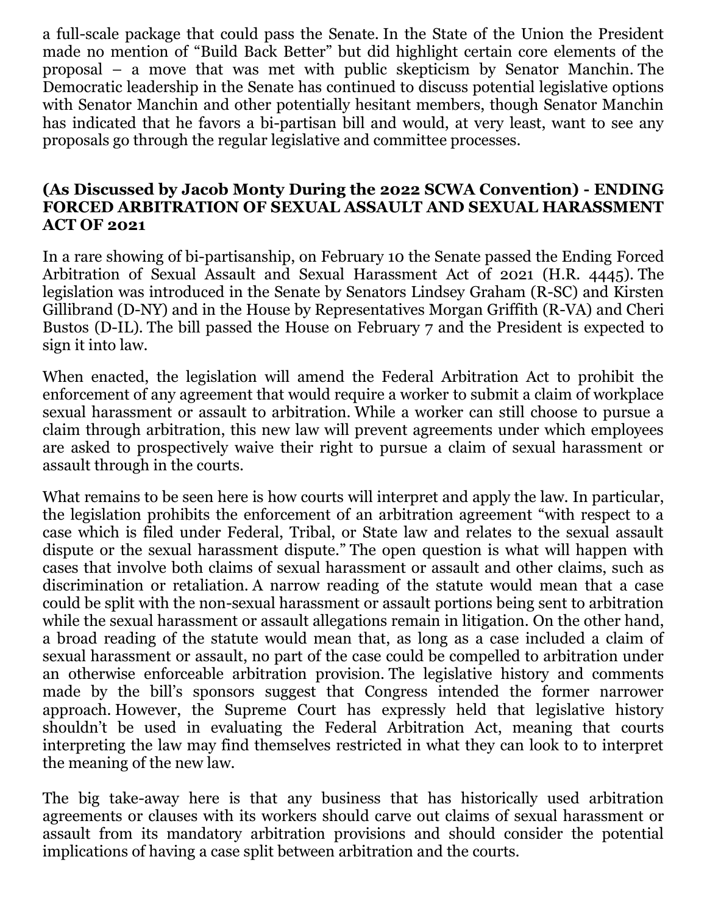a full-scale package that could pass the Senate. In the State of the Union the President made no mention of "Build Back Better" but did highlight certain core elements of the proposal – a move that was met with public skepticism by Senator Manchin. The Democratic leadership in the Senate has continued to discuss potential legislative options with Senator Manchin and other potentially hesitant members, though Senator Manchin has indicated that he favors a bi-partisan bill and would, at very least, want to see any proposals go through the regular legislative and committee processes.

## (As Discussed by Jacob Monty During the 2022 SCWA Convention) - ENDING FORCED ARBITRATION OF SEXUAL ASSAULT AND SEXUAL HARASSMENT ACT OF 2021

In a rare showing of bi-partisanship, on February 10 the Senate passed the Ending Forced Arbitration of Sexual Assault and Sexual Harassment Act of 2021 (H.R. 4445). The legislation was introduced in the Senate by Senators Lindsey Graham (R-SC) and Kirsten Gillibrand (D-NY) and in the House by Representatives Morgan Griffith (R-VA) and Cheri Bustos (D-IL). The bill passed the House on February 7 and the President is expected to sign it into law.

When enacted, the legislation will amend the Federal Arbitration Act to prohibit the enforcement of any agreement that would require a worker to submit a claim of workplace sexual harassment or assault to arbitration. While a worker can still choose to pursue a claim through arbitration, this new law will prevent agreements under which employees are asked to prospectively waive their right to pursue a claim of sexual harassment or assault through in the courts.

What remains to be seen here is how courts will interpret and apply the law. In particular, the legislation prohibits the enforcement of an arbitration agreement "with respect to a case which is filed under Federal, Tribal, or State law and relates to the sexual assault dispute or the sexual harassment dispute." The open question is what will happen with cases that involve both claims of sexual harassment or assault and other claims, such as discrimination or retaliation. A narrow reading of the statute would mean that a case could be split with the non-sexual harassment or assault portions being sent to arbitration while the sexual harassment or assault allegations remain in litigation. On the other hand, a broad reading of the statute would mean that, as long as a case included a claim of sexual harassment or assault, no part of the case could be compelled to arbitration under an otherwise enforceable arbitration provision. The legislative history and comments made by the bill's sponsors suggest that Congress intended the former narrower approach. However, the Supreme Court has expressly held that legislative history shouldn't be used in evaluating the Federal Arbitration Act, meaning that courts interpreting the law may find themselves restricted in what they can look to to interpret the meaning of the new law.

The big take-away here is that any business that has historically used arbitration agreements or clauses with its workers should carve out claims of sexual harassment or assault from its mandatory arbitration provisions and should consider the potential implications of having a case split between arbitration and the courts.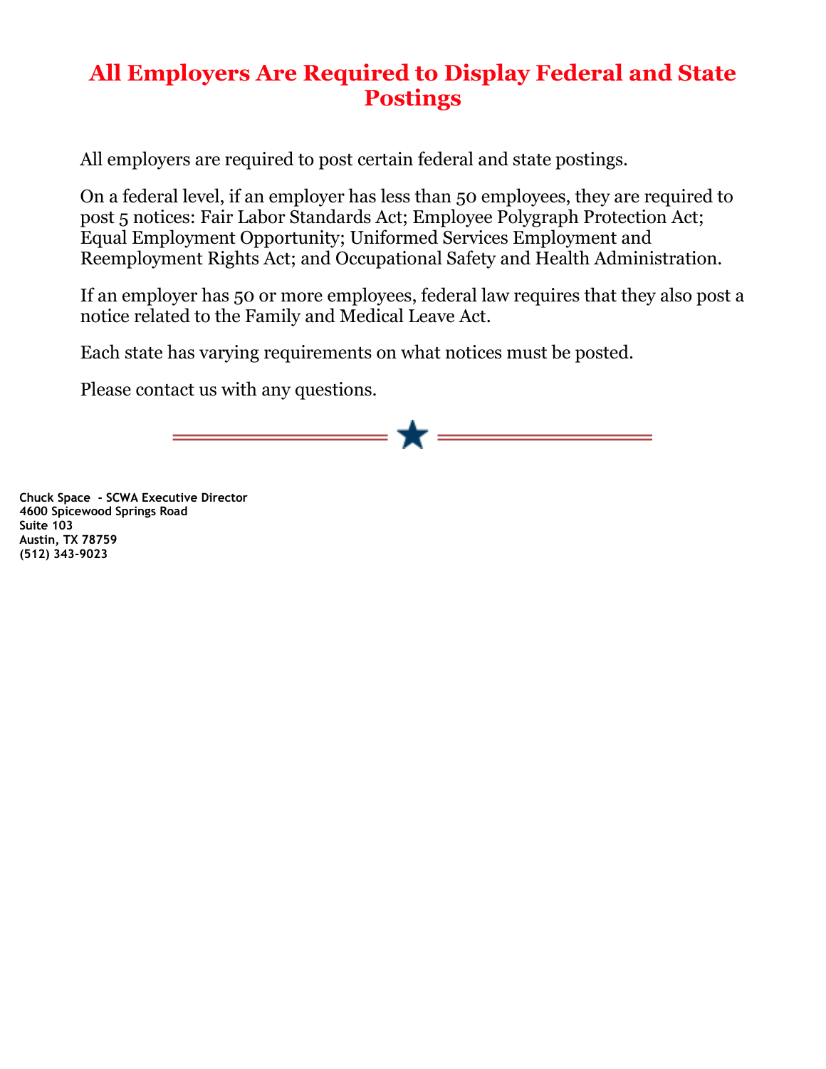# All Employers Are Required to Display Federal and State Postings

All employers are required to post certain federal and state postings.

On a federal level, if an employer has less than 50 employees, they are required to post 5 notices: Fair Labor Standards Act; Employee Polygraph Protection Act; Equal Employment Opportunity; Uniformed Services Employment and Reemployment Rights Act; and Occupational Safety and Health Administration.

If an employer has 50 or more employees, federal law requires that they also post a notice related to the Family and Medical Leave Act.

Each state has varying requirements on what notices must be posted.

Please contact us with any questions.

**Chuck Space - SCWA Executive Director**
**4600 Spicewood Springs Road**
**Suite 103**
**Austin, TX 78759**
**(512) 343-9023**